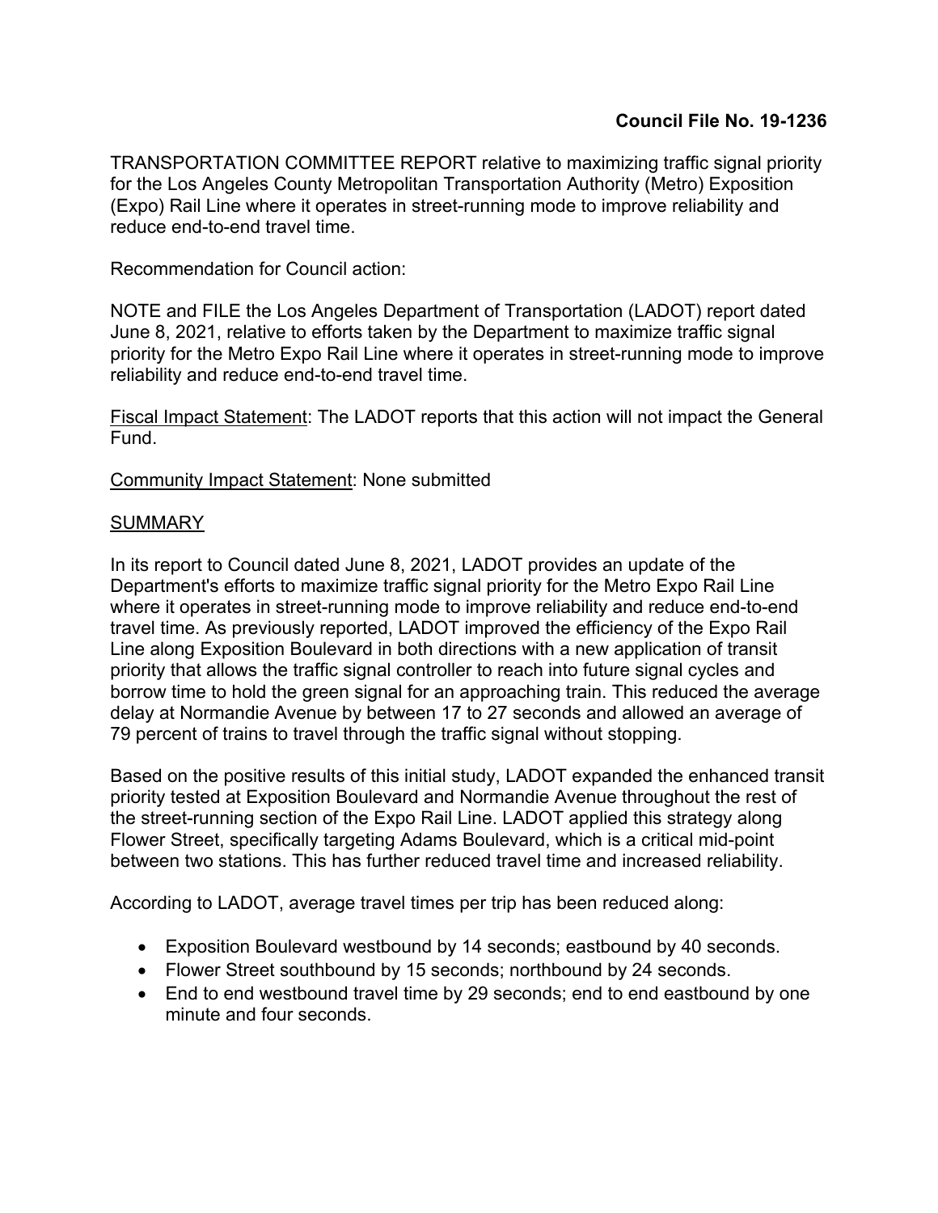**Council File No. 19-1236**

TRANSPORTATION COMMITTEE REPORT relative to maximizing traffic signal priority for the Los Angeles County Metropolitan Transportation Authority (Metro) Exposition (Expo) Rail Line where it operates in street-running mode to improve reliability and reduce end-to-end travel time.

Recommendation for Council action:

NOTE and FILE the Los Angeles Department of Transportation (LADOT) report dated June 8, 2021, relative to efforts taken by the Department to maximize traffic signal priority for the Metro Expo Rail Line where it operates in street-running mode to improve reliability and reduce end-to-end travel time.

Fiscal Impact Statement: The LADOT reports that this action will not impact the General Fund.

Community Impact Statement: None submitted

SUMMARY

In its report to Council dated June 8, 2021, LADOT provides an update of the Department's efforts to maximize traffic signal priority for the Metro Expo Rail Line where it operates in street-running mode to improve reliability and reduce end-to-end travel time. As previously reported, LADOT improved the efficiency of the Expo Rail Line along Exposition Boulevard in both directions with a new application of transit priority that allows the traffic signal controller to reach into future signal cycles and borrow time to hold the green signal for an approaching train. This reduced the average delay at Normandie Avenue by between 17 to 27 seconds and allowed an average of 79 percent of trains to travel through the traffic signal without stopping.

Based on the positive results of this initial study, LADOT expanded the enhanced transit priority tested at Exposition Boulevard and Normandie Avenue throughout the rest of the street-running section of the Expo Rail Line. LADOT applied this strategy along Flower Street, specifically targeting Adams Boulevard, which is a critical mid-point between two stations. This has further reduced travel time and increased reliability.

According to LADOT, average travel times per trip has been reduced along:

- Exposition Boulevard westbound by 14 seconds; eastbound by 40 seconds.
- Flower Street southbound by 15 seconds; northbound by 24 seconds.
- End to end westbound travel time by 29 seconds; end to end eastbound by one minute and four seconds.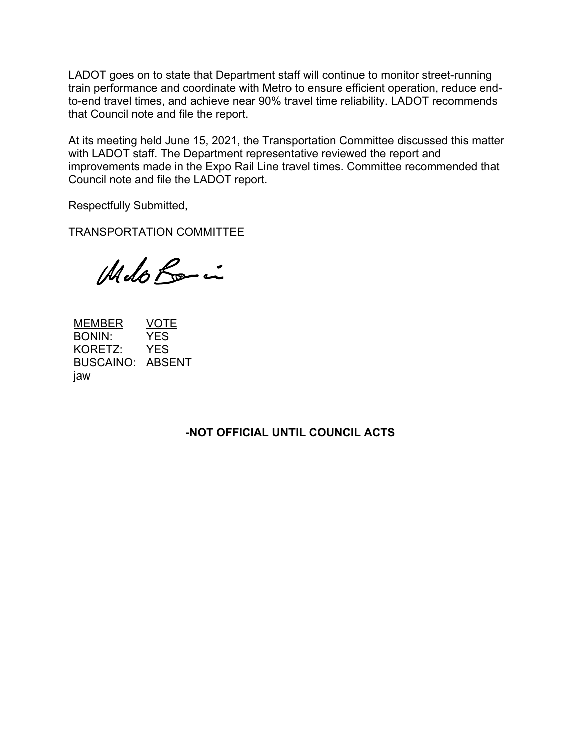LADOT goes on to state that Department staff will continue to monitor street-running train performance and coordinate with Metro to ensure efficient operation, reduce end-to-end travel times, and achieve near 90% travel time reliability. LADOT recommends that Council note and file the report.

At its meeting held June 15, 2021, the Transportation Committee discussed this matter with LADOT staff. The Department representative reviewed the report and improvements made in the Expo Rail Line travel times. Committee recommended that Council note and file the LADOT report.

Respectfully Submitted,

TRANSPORTATION COMMITTEE

| MEMBER | VOTE |
|---|---|
| BONIN: | YES |
| KORETZ: | YES |
| BUSCAINO: | ABSENT |

jaw

**-NOT OFFICIAL UNTIL COUNCIL ACTS**